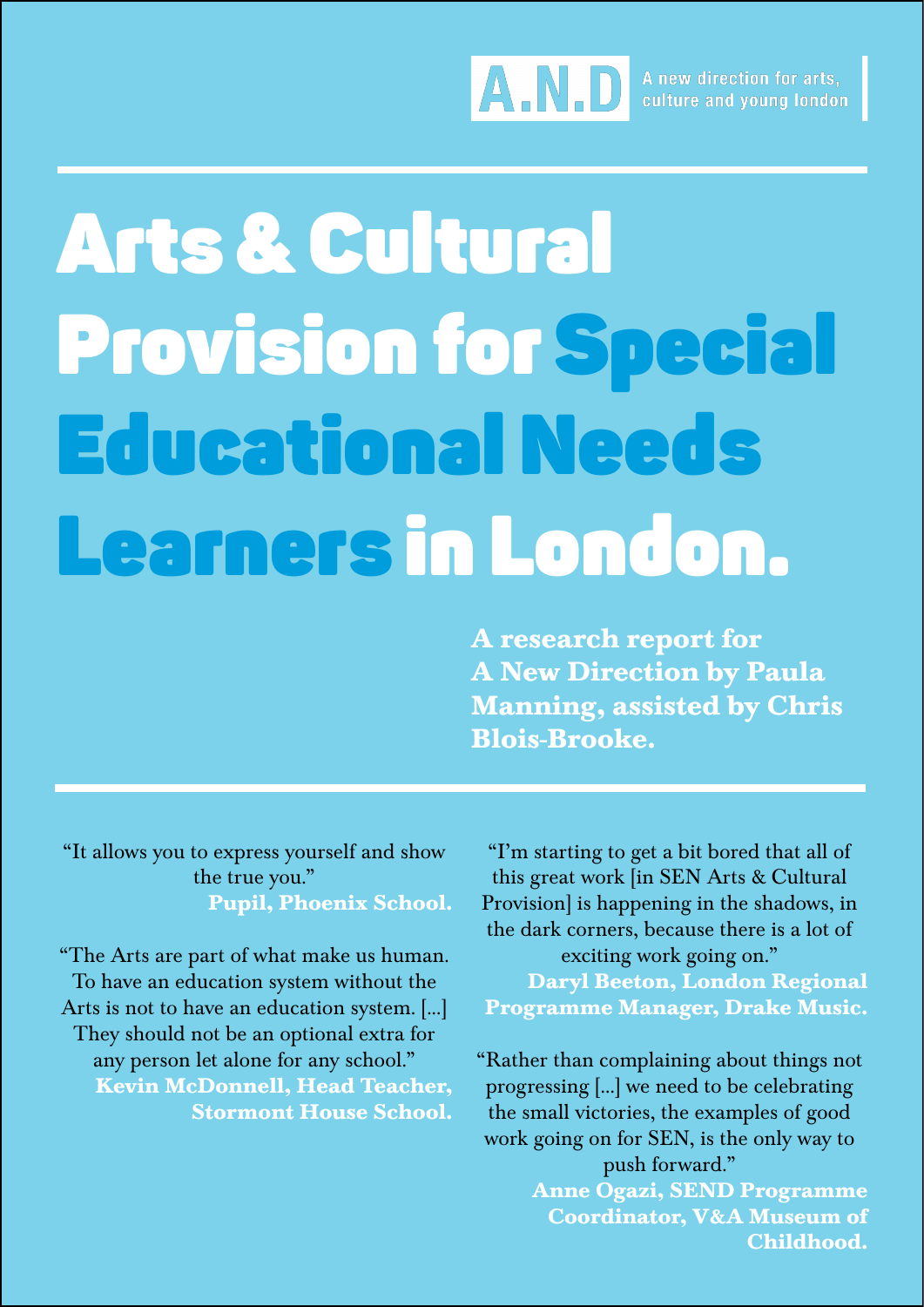A.N.D A new direction for arts, culture and young london

# Arts & Cultural Provision for Special Educational Needs Learners in London.

**A research report for A New Direction by Paula Manning, assisted by Chris Blois-Brooke.**

"It allows you to express yourself and show the true you."
**Pupil, Phoenix School.**

"The Arts are part of what make us human. To have an education system without the Arts is not to have an education system. [...] They should not be an optional extra for any person let alone for any school."
**Kevin McDonnell, Head Teacher, Stormont House School.**

"I'm starting to get a bit bored that all of this great work [in SEN Arts & Cultural Provision] is happening in the shadows, in the dark corners, because there is a lot of exciting work going on."
**Daryl Beeton, London Regional Programme Manager, Drake Music.**

"Rather than complaining about things not progressing [...] we need to be celebrating the small victories, the examples of good work going on for SEN, is the only way to push forward."
**Anne Ogazi, SEND Programme Coordinator, V&A Museum of Childhood.**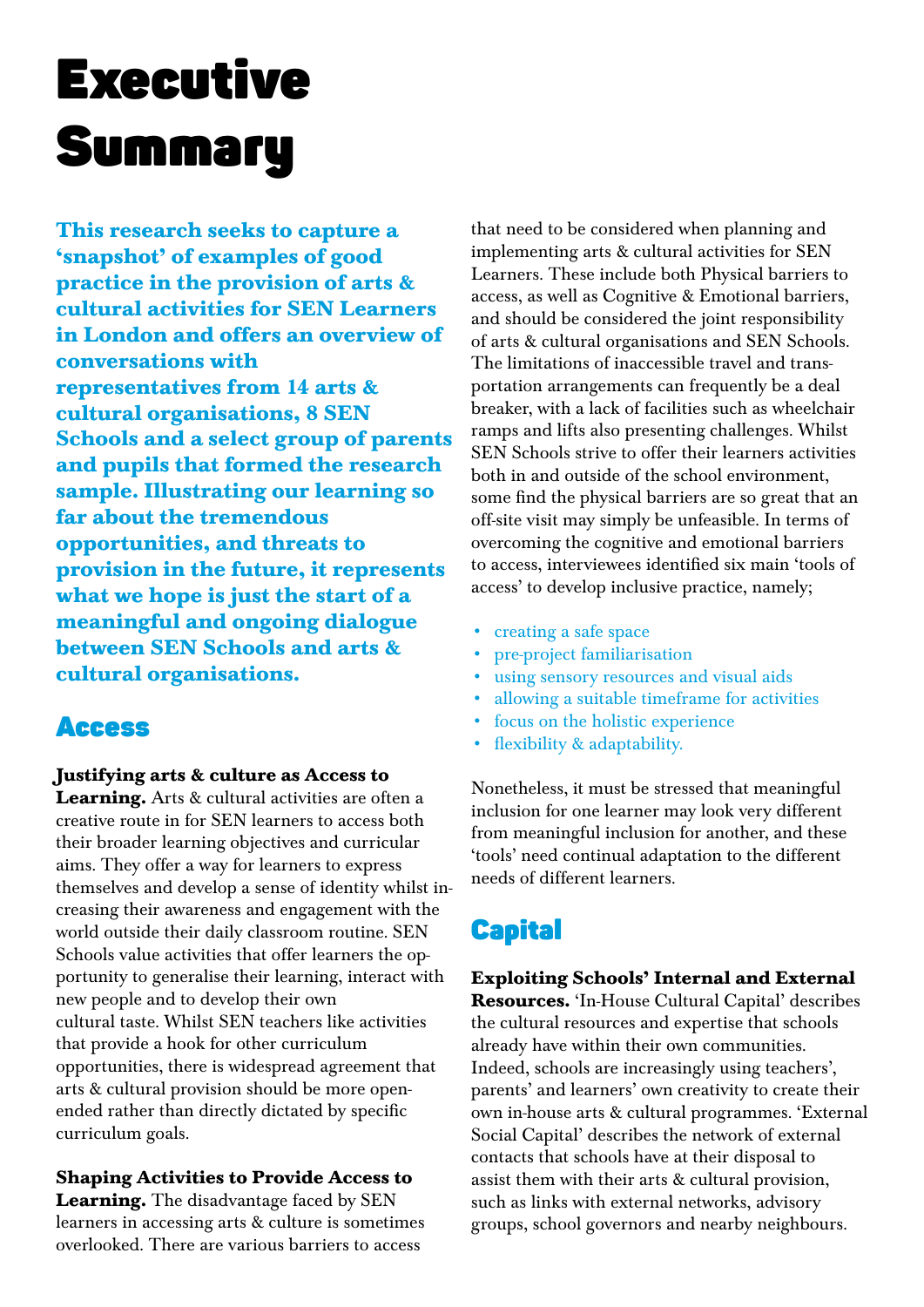# Executive Summary

**This research seeks to capture a 'snapshot' of examples of good practice in the provision of arts & cultural activities for SEN Learners in London and offers an overview of conversations with representatives from 14 arts & cultural organisations, 8 SEN Schools and a select group of parents and pupils that formed the research sample. Illustrating our learning so far about the tremendous opportunities, and threats to provision in the future, it represents what we hope is just the start of a meaningful and ongoing dialogue between SEN Schools and arts & cultural organisations.**

## Access

**Justifying arts & culture as Access to Learning.** Arts & cultural activities are often a creative route in for SEN learners to access both their broader learning objectives and curricular aims. They offer a way for learners to express themselves and develop a sense of identity whilst increasing their awareness and engagement with the world outside their daily classroom routine. SEN Schools value activities that offer learners the opportunity to generalise their learning, interact with new people and to develop their own cultural taste. Whilst SEN teachers like activities that provide a hook for other curriculum opportunities, there is widespread agreement that arts & cultural provision should be more open-ended rather than directly dictated by specific curriculum goals.

**Shaping Activities to Provide Access to Learning.** The disadvantage faced by SEN learners in accessing arts & culture is sometimes overlooked. There are various barriers to access that need to be considered when planning and implementing arts & cultural activities for SEN Learners. These include both Physical barriers to access, as well as Cognitive & Emotional barriers, and should be considered the joint responsibility of arts & cultural organisations and SEN Schools. The limitations of inaccessible travel and transportation arrangements can frequently be a deal breaker, with a lack of facilities such as wheelchair ramps and lifts also presenting challenges. Whilst SEN Schools strive to offer their learners activities both in and outside of the school environment, some find the physical barriers are so great that an off-site visit may simply be unfeasible. In terms of overcoming the cognitive and emotional barriers to access, interviewees identified six main 'tools of access' to develop inclusive practice, namely;

- creating a safe space
- pre-project familiarisation
- using sensory resources and visual aids
- allowing a suitable timeframe for activities
- focus on the holistic experience
- flexibility & adaptability.

Nonetheless, it must be stressed that meaningful inclusion for one learner may look very different from meaningful inclusion for another, and these 'tools' need continual adaptation to the different needs of different learners.

## Capital

**Exploiting Schools' Internal and External Resources.** 'In-House Cultural Capital' describes the cultural resources and expertise that schools already have within their own communities. Indeed, schools are increasingly using teachers', parents' and learners' own creativity to create their own in-house arts & cultural programmes. 'External Social Capital' describes the network of external contacts that schools have at their disposal to assist them with their arts & cultural provision, such as links with external networks, advisory groups, school governors and nearby neighbours.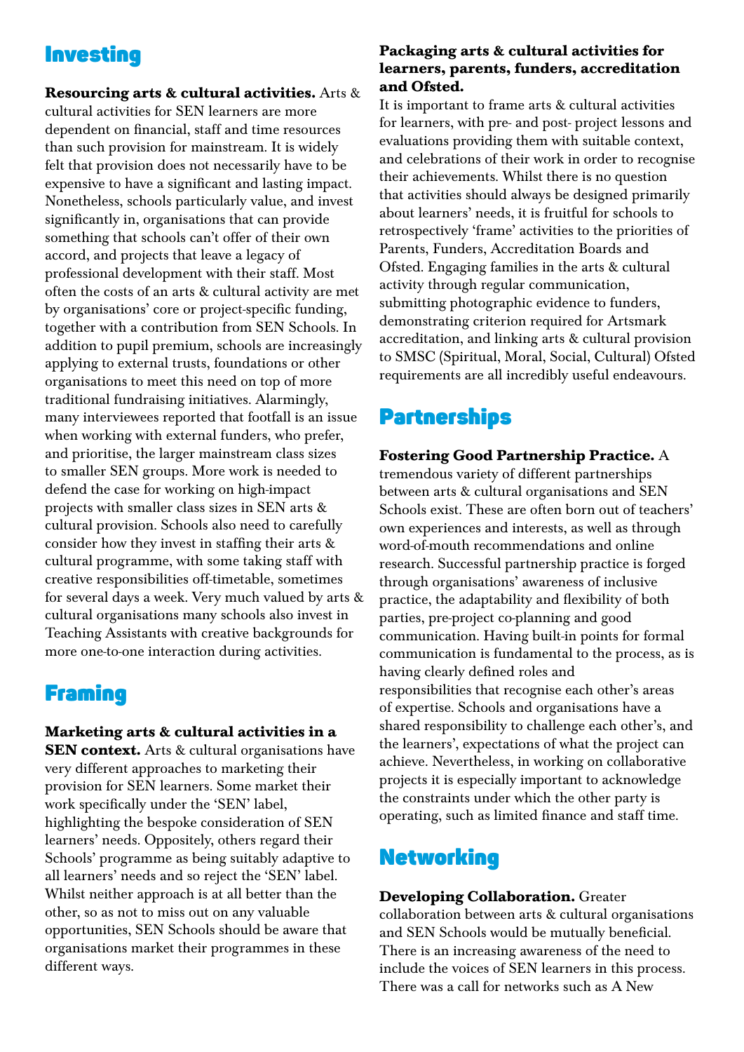## Investing

**Resourcing arts & cultural activities.** Arts & cultural activities for SEN learners are more dependent on financial, staff and time resources than such provision for mainstream. It is widely felt that provision does not necessarily have to be expensive to have a significant and lasting impact. Nonetheless, schools particularly value, and invest significantly in, organisations that can provide something that schools can't offer of their own accord, and projects that leave a legacy of professional development with their staff. Most often the costs of an arts & cultural activity are met by organisations' core or project-specific funding, together with a contribution from SEN Schools. In addition to pupil premium, schools are increasingly applying to external trusts, foundations or other organisations to meet this need on top of more traditional fundraising initiatives. Alarmingly, many interviewees reported that footfall is an issue when working with external funders, who prefer, and prioritise, the larger mainstream class sizes to smaller SEN groups. More work is needed to defend the case for working on high-impact projects with smaller class sizes in SEN arts & cultural provision. Schools also need to carefully consider how they invest in staffing their arts & cultural programme, with some taking staff with creative responsibilities off-timetable, sometimes for several days a week. Very much valued by arts & cultural organisations many schools also invest in Teaching Assistants with creative backgrounds for more one-to-one interaction during activities.

## Framing

**Marketing arts & cultural activities in a SEN context.** Arts & cultural organisations have very different approaches to marketing their provision for SEN learners. Some market their work specifically under the 'SEN' label, highlighting the bespoke consideration of SEN learners' needs. Oppositely, others regard their Schools' programme as being suitably adaptive to all learners' needs and so reject the 'SEN' label. Whilst neither approach is at all better than the other, so as not to miss out on any valuable opportunities, SEN Schools should be aware that organisations market their programmes in these different ways.

**Packaging arts & cultural activities for learners, parents, funders, accreditation and Ofsted.**
It is important to frame arts & cultural activities for learners, with pre- and post- project lessons and evaluations providing them with suitable context, and celebrations of their work in order to recognise their achievements. Whilst there is no question that activities should always be designed primarily about learners' needs, it is fruitful for schools to retrospectively 'frame' activities to the priorities of Parents, Funders, Accreditation Boards and Ofsted. Engaging families in the arts & cultural activity through regular communication, submitting photographic evidence to funders, demonstrating criterion required for Artsmark accreditation, and linking arts & cultural provision to SMSC (Spiritual, Moral, Social, Cultural) Ofsted requirements are all incredibly useful endeavours.

## Partnerships

**Fostering Good Partnership Practice.** A tremendous variety of different partnerships between arts & cultural organisations and SEN Schools exist. These are often born out of teachers' own experiences and interests, as well as through word-of-mouth recommendations and online research. Successful partnership practice is forged through organisations' awareness of inclusive practice, the adaptability and flexibility of both parties, pre-project co-planning and good communication. Having built-in points for formal communication is fundamental to the process, as is having clearly defined roles and responsibilities that recognise each other's areas of expertise. Schools and organisations have a shared responsibility to challenge each other's, and the learners', expectations of what the project can achieve. Nevertheless, in working on collaborative projects it is especially important to acknowledge the constraints under which the other party is operating, such as limited finance and staff time.

## Networking

**Developing Collaboration.** Greater collaboration between arts & cultural organisations and SEN Schools would be mutually beneficial. There is an increasing awareness of the need to include the voices of SEN learners in this process. There was a call for networks such as A New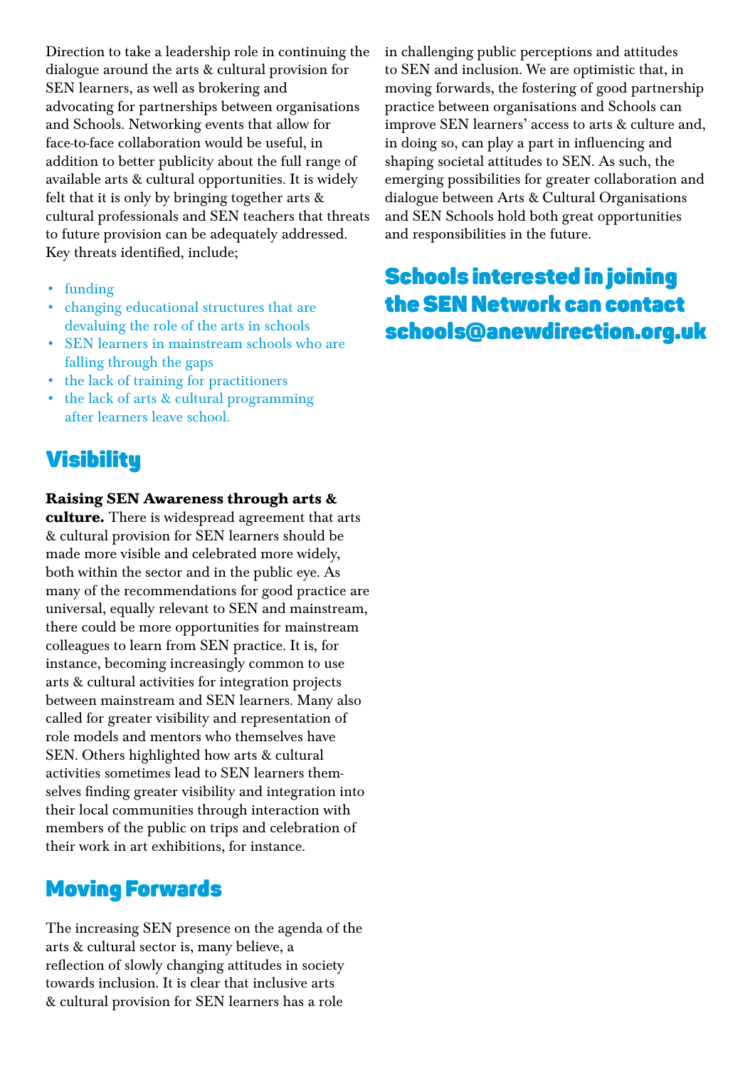Direction to take a leadership role in continuing the dialogue around the arts & cultural provision for SEN learners, as well as brokering and advocating for partnerships between organisations and Schools. Networking events that allow for face-to-face collaboration would be useful, in addition to better publicity about the full range of available arts & cultural opportunities. It is widely felt that it is only by bringing together arts & cultural professionals and SEN teachers that threats to future provision can be adequately addressed. Key threats identified, include;

- funding
- changing educational structures that are devaluing the role of the arts in schools
- SEN learners in mainstream schools who are falling through the gaps
- the lack of training for practitioners
- the lack of arts & cultural programming after learners leave school.

## Visibility

**Raising SEN Awareness through arts & culture.** There is widespread agreement that arts & cultural provision for SEN learners should be made more visible and celebrated more widely, both within the sector and in the public eye. As many of the recommendations for good practice are universal, equally relevant to SEN and mainstream, there could be more opportunities for mainstream colleagues to learn from SEN practice. It is, for instance, becoming increasingly common to use arts & cultural activities for integration projects between mainstream and SEN learners. Many also called for greater visibility and representation of role models and mentors who themselves have SEN. Others highlighted how arts & cultural activities sometimes lead to SEN learners themselves finding greater visibility and integration into their local communities through interaction with members of the public on trips and celebration of their work in art exhibitions, for instance.

## Moving Forwards

The increasing SEN presence on the agenda of the arts & cultural sector is, many believe, a reflection of slowly changing attitudes in society towards inclusion. It is clear that inclusive arts & cultural provision for SEN learners has a role in challenging public perceptions and attitudes to SEN and inclusion. We are optimistic that, in moving forwards, the fostering of good partnership practice between organisations and Schools can improve SEN learners' access to arts & culture and, in doing so, can play a part in influencing and shaping societal attitudes to SEN. As such, the emerging possibilities for greater collaboration and dialogue between Arts & Cultural Organisations and SEN Schools hold both great opportunities and responsibilities in the future.

**Schools interested in joining the SEN Network can contact schools@anewdirection.org.uk**